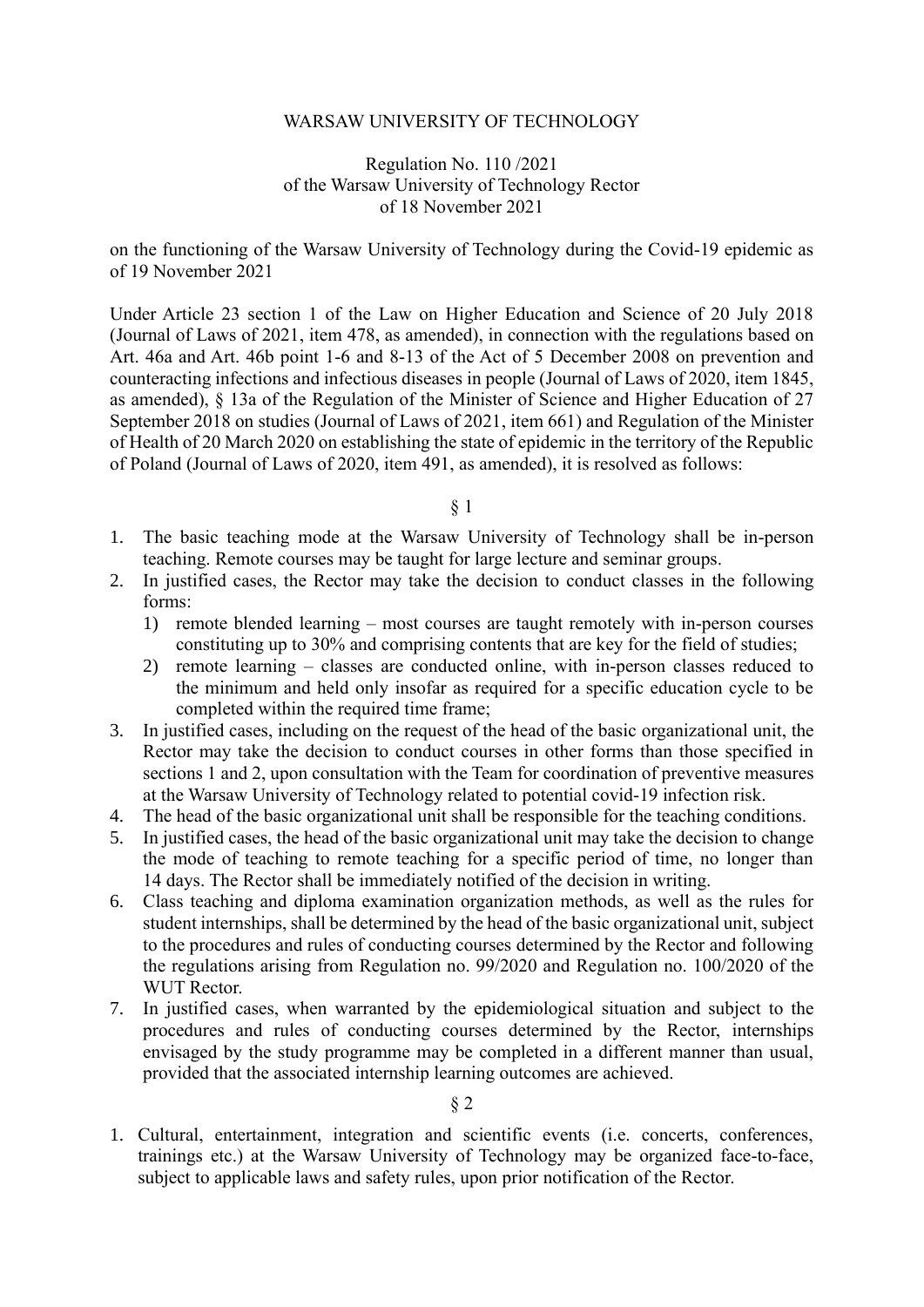WARSAW UNIVERSITY OF TECHNOLOGY

Regulation No. 110 /2021
of the Warsaw University of Technology Rector
of 18 November 2021

on the functioning of the Warsaw University of Technology during the Covid-19 epidemic as of 19 November 2021

Under Article 23 section 1 of the Law on Higher Education and Science of 20 July 2018 (Journal of Laws of 2021, item 478, as amended), in connection with the regulations based on Art. 46a and Art. 46b point 1-6 and 8-13 of the Act of 5 December 2008 on prevention and counteracting infections and infectious diseases in people (Journal of Laws of 2020, item 1845, as amended), § 13a of the Regulation of the Minister of Science and Higher Education of 27 September 2018 on studies (Journal of Laws of 2021, item 661) and Regulation of the Minister of Health of 20 March 2020 on establishing the state of epidemic in the territory of the Republic of Poland (Journal of Laws of 2020, item 491, as amended), it is resolved as follows:

§ 1

1. The basic teaching mode at the Warsaw University of Technology shall be in-person teaching. Remote courses may be taught for large lecture and seminar groups.
2. In justified cases, the Rector may take the decision to conduct classes in the following forms:
   1) remote blended learning – most courses are taught remotely with in-person courses constituting up to 30% and comprising contents that are key for the field of studies;
   2) remote learning – classes are conducted online, with in-person classes reduced to the minimum and held only insofar as required for a specific education cycle to be completed within the required time frame;
3. In justified cases, including on the request of the head of the basic organizational unit, the Rector may take the decision to conduct courses in other forms than those specified in sections 1 and 2, upon consultation with the Team for coordination of preventive measures at the Warsaw University of Technology related to potential covid-19 infection risk.
4. The head of the basic organizational unit shall be responsible for the teaching conditions.
5. In justified cases, the head of the basic organizational unit may take the decision to change the mode of teaching to remote teaching for a specific period of time, no longer than 14 days. The Rector shall be immediately notified of the decision in writing.
6. Class teaching and diploma examination organization methods, as well as the rules for student internships, shall be determined by the head of the basic organizational unit, subject to the procedures and rules of conducting courses determined by the Rector and following the regulations arising from Regulation no. 99/2020 and Regulation no. 100/2020 of the WUT Rector.
7. In justified cases, when warranted by the epidemiological situation and subject to the procedures and rules of conducting courses determined by the Rector, internships envisaged by the study programme may be completed in a different manner than usual, provided that the associated internship learning outcomes are achieved.

§ 2

1. Cultural, entertainment, integration and scientific events (i.e. concerts, conferences, trainings etc.) at the Warsaw University of Technology may be organized face-to-face, subject to applicable laws and safety rules, upon prior notification of the Rector.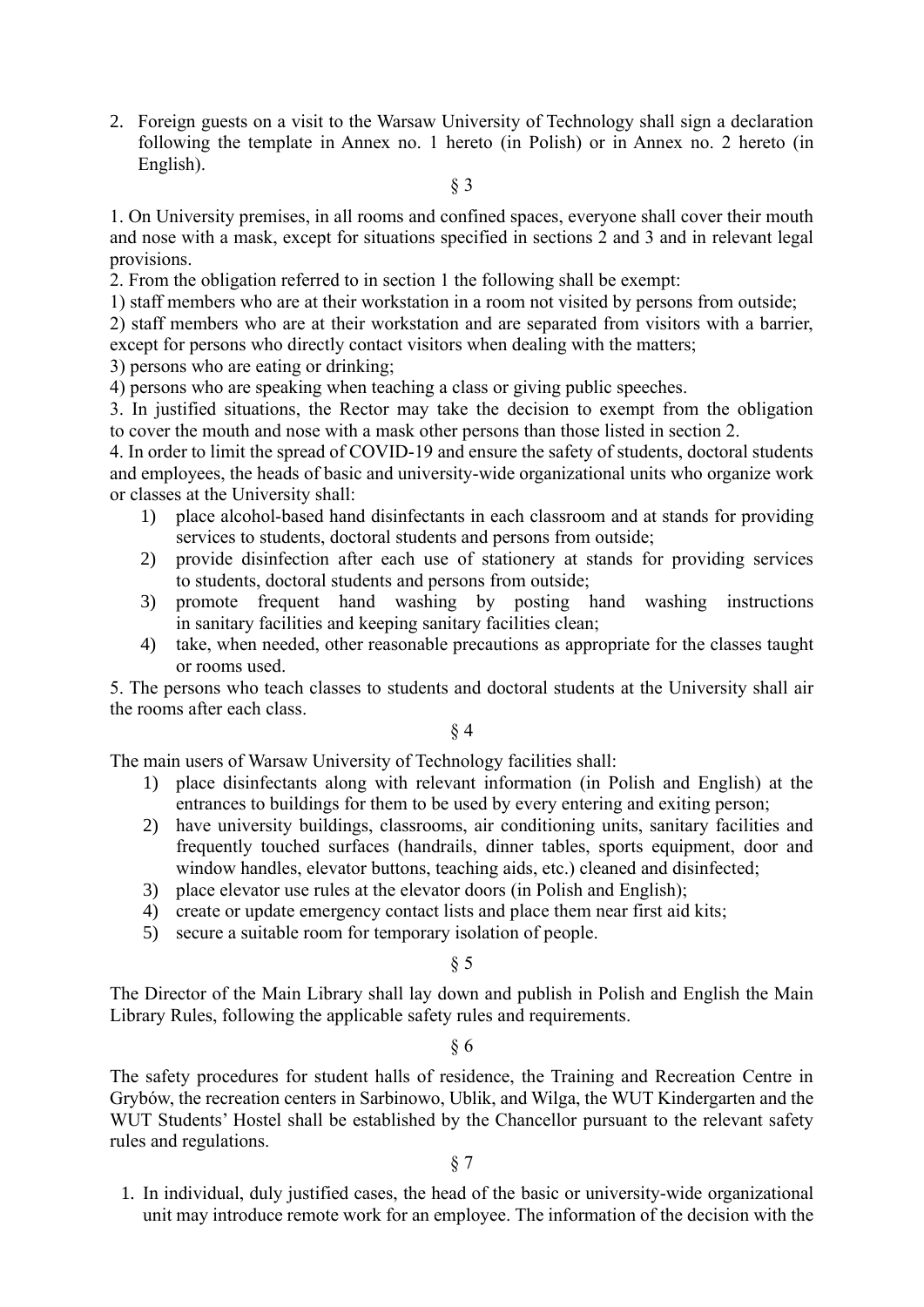2. Foreign guests on a visit to the Warsaw University of Technology shall sign a declaration following the template in Annex no. 1 hereto (in Polish) or in Annex no. 2 hereto (in English).

§ 3

1. On University premises, in all rooms and confined spaces, everyone shall cover their mouth and nose with a mask, except for situations specified in sections 2 and 3 and in relevant legal provisions.

2. From the obligation referred to in section 1 the following shall be exempt:

1) staff members who are at their workstation in a room not visited by persons from outside;

2) staff members who are at their workstation and are separated from visitors with a barrier, except for persons who directly contact visitors when dealing with the matters;

3) persons who are eating or drinking;

4) persons who are speaking when teaching a class or giving public speeches.

3. In justified situations, the Rector may take the decision to exempt from the obligation to cover the mouth and nose with a mask other persons than those listed in section 2.

4. In order to limit the spread of COVID-19 and ensure the safety of students, doctoral students and employees, the heads of basic and university-wide organizational units who organize work or classes at the University shall:

1) place alcohol-based hand disinfectants in each classroom and at stands for providing services to students, doctoral students and persons from outside;
2) provide disinfection after each use of stationery at stands for providing services to students, doctoral students and persons from outside;
3) promote frequent hand washing by posting hand washing instructions in sanitary facilities and keeping sanitary facilities clean;
4) take, when needed, other reasonable precautions as appropriate for the classes taught or rooms used.

5. The persons who teach classes to students and doctoral students at the University shall air the rooms after each class.

§ 4

The main users of Warsaw University of Technology facilities shall:

1) place disinfectants along with relevant information (in Polish and English) at the entrances to buildings for them to be used by every entering and exiting person;
2) have university buildings, classrooms, air conditioning units, sanitary facilities and frequently touched surfaces (handrails, dinner tables, sports equipment, door and window handles, elevator buttons, teaching aids, etc.) cleaned and disinfected;
3) place elevator use rules at the elevator doors (in Polish and English);
4) create or update emergency contact lists and place them near first aid kits;
5) secure a suitable room for temporary isolation of people.

§ 5

The Director of the Main Library shall lay down and publish in Polish and English the Main Library Rules, following the applicable safety rules and requirements.

§ 6

The safety procedures for student halls of residence, the Training and Recreation Centre in Grybów, the recreation centers in Sarbinowo, Ublik, and Wilga, the WUT Kindergarten and the WUT Students' Hostel shall be established by the Chancellor pursuant to the relevant safety rules and regulations.

§ 7

1. In individual, duly justified cases, the head of the basic or university-wide organizational unit may introduce remote work for an employee. The information of the decision with the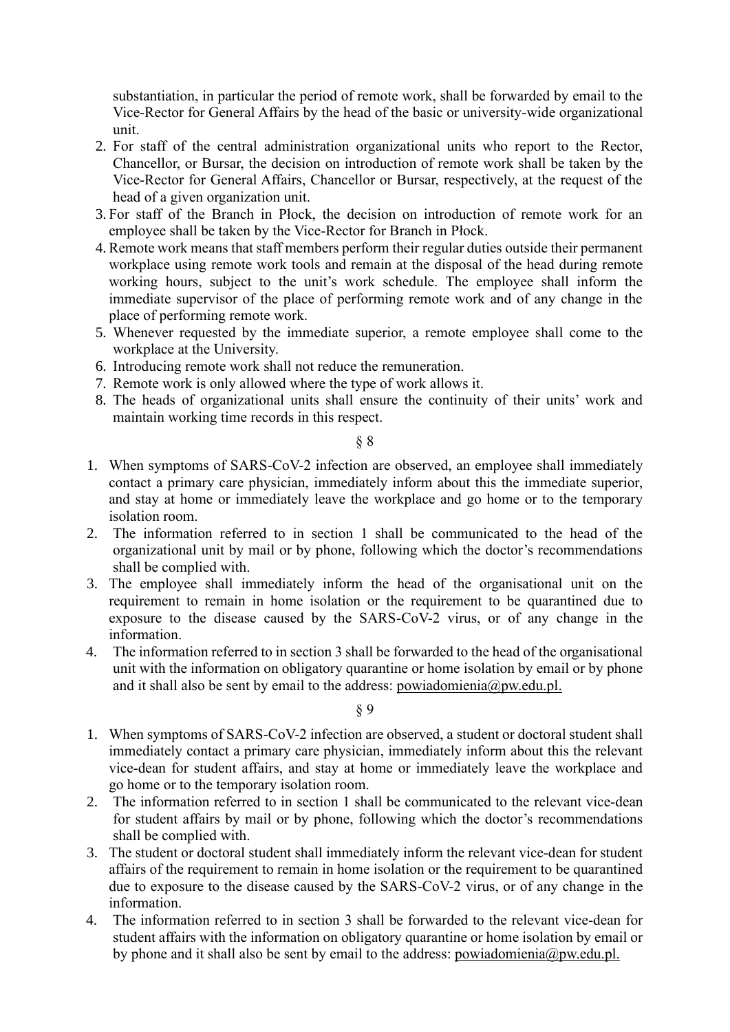substantiation, in particular the period of remote work, shall be forwarded by email to the Vice-Rector for General Affairs by the head of the basic or university-wide organizational unit.

2. For staff of the central administration organizational units who report to the Rector, Chancellor, or Bursar, the decision on introduction of remote work shall be taken by the Vice-Rector for General Affairs, Chancellor or Bursar, respectively, at the request of the head of a given organization unit.
3. For staff of the Branch in Płock, the decision on introduction of remote work for an employee shall be taken by the Vice-Rector for Branch in Płock.
4. Remote work means that staff members perform their regular duties outside their permanent workplace using remote work tools and remain at the disposal of the head during remote working hours, subject to the unit's work schedule. The employee shall inform the immediate supervisor of the place of performing remote work and of any change in the place of performing remote work.
5. Whenever requested by the immediate superior, a remote employee shall come to the workplace at the University.
6. Introducing remote work shall not reduce the remuneration.
7. Remote work is only allowed where the type of work allows it.
8. The heads of organizational units shall ensure the continuity of their units' work and maintain working time records in this respect.

§ 8

1. When symptoms of SARS-CoV-2 infection are observed, an employee shall immediately contact a primary care physician, immediately inform about this the immediate superior, and stay at home or immediately leave the workplace and go home or to the temporary isolation room.
2. The information referred to in section 1 shall be communicated to the head of the organizational unit by mail or by phone, following which the doctor's recommendations shall be complied with.
3. The employee shall immediately inform the head of the organisational unit on the requirement to remain in home isolation or the requirement to be quarantined due to exposure to the disease caused by the SARS-CoV-2 virus, or of any change in the information.
4. The information referred to in section 3 shall be forwarded to the head of the organisational unit with the information on obligatory quarantine or home isolation by email or by phone and it shall also be sent by email to the address: powiadomienia@pw.edu.pl.

§ 9

1. When symptoms of SARS-CoV-2 infection are observed, a student or doctoral student shall immediately contact a primary care physician, immediately inform about this the relevant vice-dean for student affairs, and stay at home or immediately leave the workplace and go home or to the temporary isolation room.
2. The information referred to in section 1 shall be communicated to the relevant vice-dean for student affairs by mail or by phone, following which the doctor's recommendations shall be complied with.
3. The student or doctoral student shall immediately inform the relevant vice-dean for student affairs of the requirement to remain in home isolation or the requirement to be quarantined due to exposure to the disease caused by the SARS-CoV-2 virus, or of any change in the information.
4. The information referred to in section 3 shall be forwarded to the relevant vice-dean for student affairs with the information on obligatory quarantine or home isolation by email or by phone and it shall also be sent by email to the address: powiadomienia@pw.edu.pl.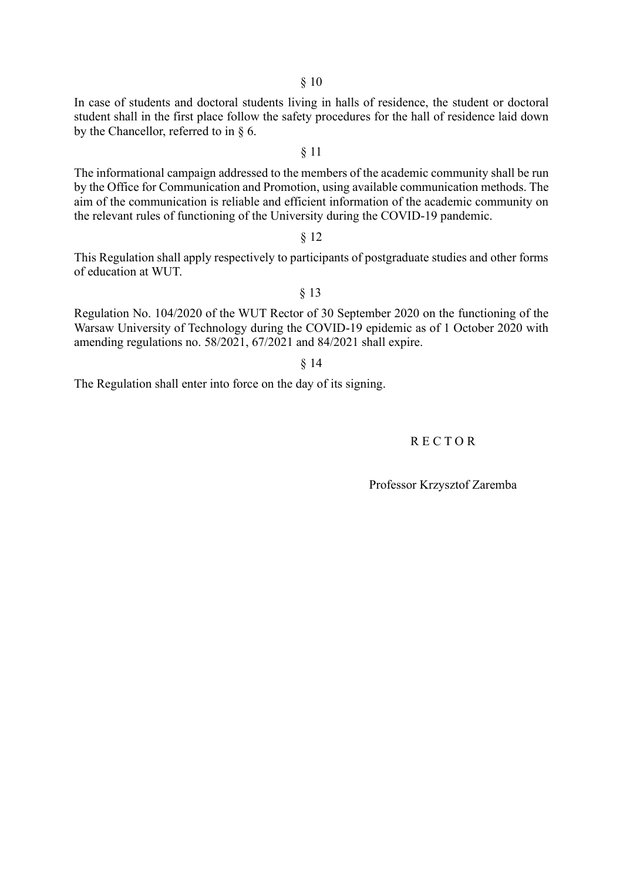§ 10

In case of students and doctoral students living in halls of residence, the student or doctoral student shall in the first place follow the safety procedures for the hall of residence laid down by the Chancellor, referred to in § 6.

§ 11

The informational campaign addressed to the members of the academic community shall be run by the Office for Communication and Promotion, using available communication methods. The aim of the communication is reliable and efficient information of the academic community on the relevant rules of functioning of the University during the COVID-19 pandemic.

§ 12

This Regulation shall apply respectively to participants of postgraduate studies and other forms of education at WUT.

§ 13

Regulation No. 104/2020 of the WUT Rector of 30 September 2020 on the functioning of the Warsaw University of Technology during the COVID-19 epidemic as of 1 October 2020 with amending regulations no. 58/2021, 67/2021 and 84/2021 shall expire.

§ 14

The Regulation shall enter into force on the day of its signing.

R E C T O R

Professor Krzysztof Zaremba